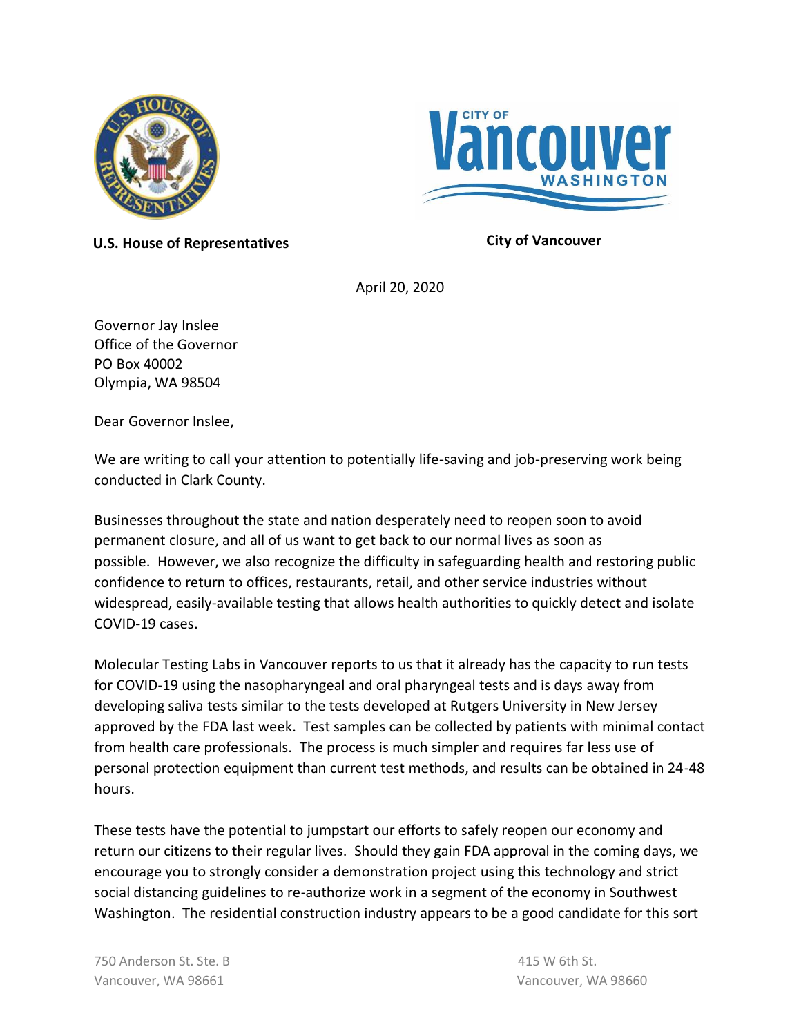**U.S. House of Representatives**

**City of Vancouver**

April 20, 2020

Governor Jay Inslee
Office of the Governor
PO Box 40002
Olympia, WA 98504

Dear Governor Inslee,

We are writing to call your attention to potentially life-saving and job-preserving work being conducted in Clark County.

Businesses throughout the state and nation desperately need to reopen soon to avoid permanent closure, and all of us want to get back to our normal lives as soon as possible. However, we also recognize the difficulty in safeguarding health and restoring public confidence to return to offices, restaurants, retail, and other service industries without widespread, easily-available testing that allows health authorities to quickly detect and isolate COVID-19 cases.

Molecular Testing Labs in Vancouver reports to us that it already has the capacity to run tests for COVID-19 using the nasopharyngeal and oral pharyngeal tests and is days away from developing saliva tests similar to the tests developed at Rutgers University in New Jersey approved by the FDA last week. Test samples can be collected by patients with minimal contact from health care professionals. The process is much simpler and requires far less use of personal protection equipment than current test methods, and results can be obtained in 24-48 hours.

These tests have the potential to jumpstart our efforts to safely reopen our economy and return our citizens to their regular lives. Should they gain FDA approval in the coming days, we encourage you to strongly consider a demonstration project using this technology and strict social distancing guidelines to re-authorize work in a segment of the economy in Southwest Washington. The residential construction industry appears to be a good candidate for this sort

750 Anderson St. Ste. B
Vancouver, WA 98661

415 W 6th St.
Vancouver, WA 98660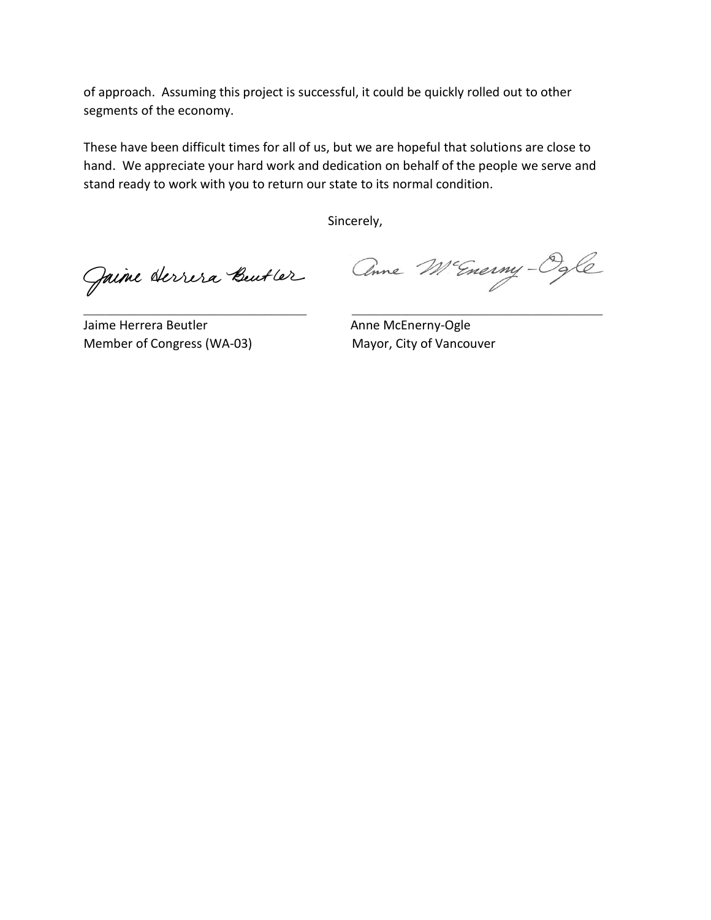of approach. Assuming this project is successful, it could be quickly rolled out to other segments of the economy.

These have been difficult times for all of us, but we are hopeful that solutions are close to hand. We appreciate your hard work and dedication on behalf of the people we serve and stand ready to work with you to return our state to its normal condition.

Sincerely,

Jaime Herrera Beutler
Member of Congress (WA-03)

Anne McEnerny-Ogle
Mayor, City of Vancouver